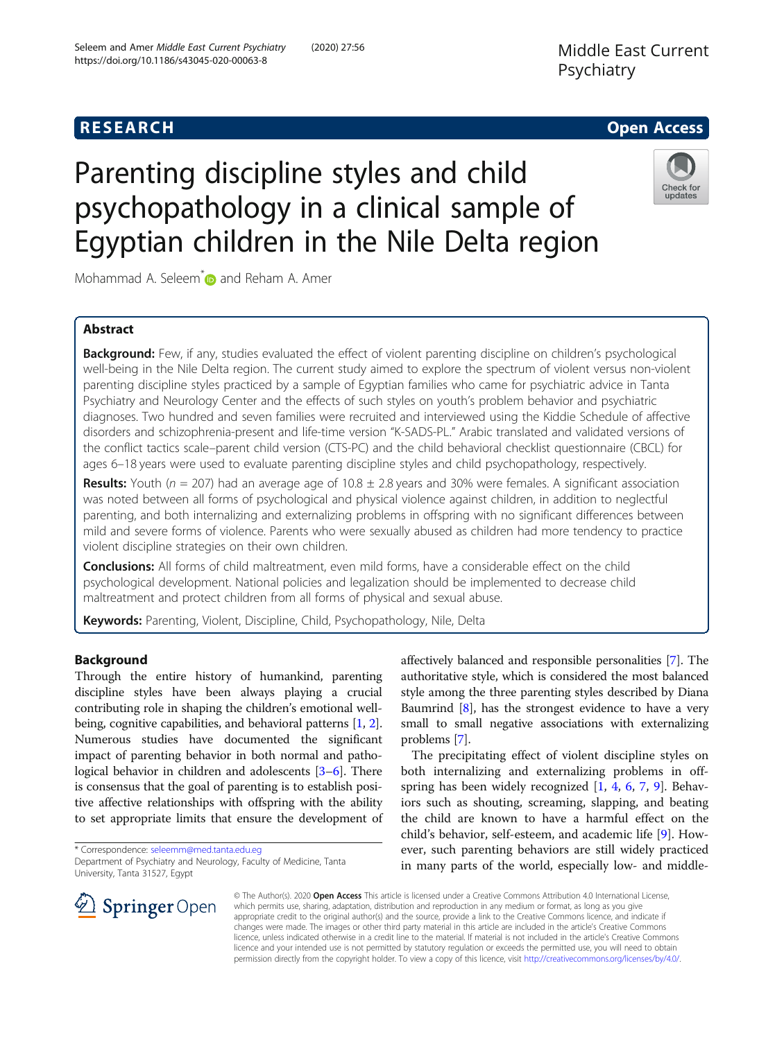RESEARCH

Open Access

# Parenting discipline styles and child psychopathology in a clinical sample of Egyptian children in the Nile Delta region

Mohammad A. Seleem* and Reham A. Amer

## Abstract

**Background:** Few, if any, studies evaluated the effect of violent parenting discipline on children's psychological well-being in the Nile Delta region. The current study aimed to explore the spectrum of violent versus non-violent parenting discipline styles practiced by a sample of Egyptian families who came for psychiatric advice in Tanta Psychiatry and Neurology Center and the effects of such styles on youth's problem behavior and psychiatric diagnoses. Two hundred and seven families were recruited and interviewed using the Kiddie Schedule of affective disorders and schizophrenia-present and life-time version "K-SADS-PL." Arabic translated and validated versions of the conflict tactics scale–parent child version (CTS-PC) and the child behavioral checklist questionnaire (CBCL) for ages 6–18 years were used to evaluate parenting discipline styles and child psychopathology, respectively.

**Results:** Youth ($n$ = 207) had an average age of 10.8 ± 2.8 years and 30% were females. A significant association was noted between all forms of psychological and physical violence against children, in addition to neglectful parenting, and both internalizing and externalizing problems in offspring with no significant differences between mild and severe forms of violence. Parents who were sexually abused as children had more tendency to practice violent discipline strategies on their own children.

**Conclusions:** All forms of child maltreatment, even mild forms, have a considerable effect on the child psychological development. National policies and legalization should be implemented to decrease child maltreatment and protect children from all forms of physical and sexual abuse.

**Keywords:** Parenting, Violent, Discipline, Child, Psychopathology, Nile, Delta

## Background

Through the entire history of humankind, parenting discipline styles have been always playing a crucial contributing role in shaping the children's emotional well-being, cognitive capabilities, and behavioral patterns [1, 2]. Numerous studies have documented the significant impact of parenting behavior in both normal and pathological behavior in children and adolescents [3–6]. There is consensus that the goal of parenting is to establish positive affective relationships with offspring with the ability to set appropriate limits that ensure the development of affectively balanced and responsible personalities [7]. The authoritative style, which is considered the most balanced style among the three parenting styles described by Diana Baumrind [8], has the strongest evidence to have a very small to small negative associations with externalizing problems [7].

The precipitating effect of violent discipline styles on both internalizing and externalizing problems in offspring has been widely recognized [1, 4, 6, 7, 9]. Behaviors such as shouting, screaming, slapping, and beating the child are known to have a harmful effect on the child's behavior, self-esteem, and academic life [9]. However, such parenting behaviors are still widely practiced in many parts of the world, especially low- and middle-

* Correspondence: seleemm@med.tanta.edu.eg
Department of Psychiatry and Neurology, Faculty of Medicine, Tanta University, Tanta 31527, Egypt

© The Author(s). 2020 **Open Access** This article is licensed under a Creative Commons Attribution 4.0 International License, which permits use, sharing, adaptation, distribution and reproduction in any medium or format, as long as you give appropriate credit to the original author(s) and the source, provide a link to the Creative Commons licence, and indicate if changes were made. The images or other third party material in this article are included in the article's Creative Commons licence, unless indicated otherwise in a credit line to the material. If material is not included in the article's Creative Commons licence and your intended use is not permitted by statutory regulation or exceeds the permitted use, you will need to obtain permission directly from the copyright holder. To view a copy of this licence, visit http://creativecommons.org/licenses/by/4.0/.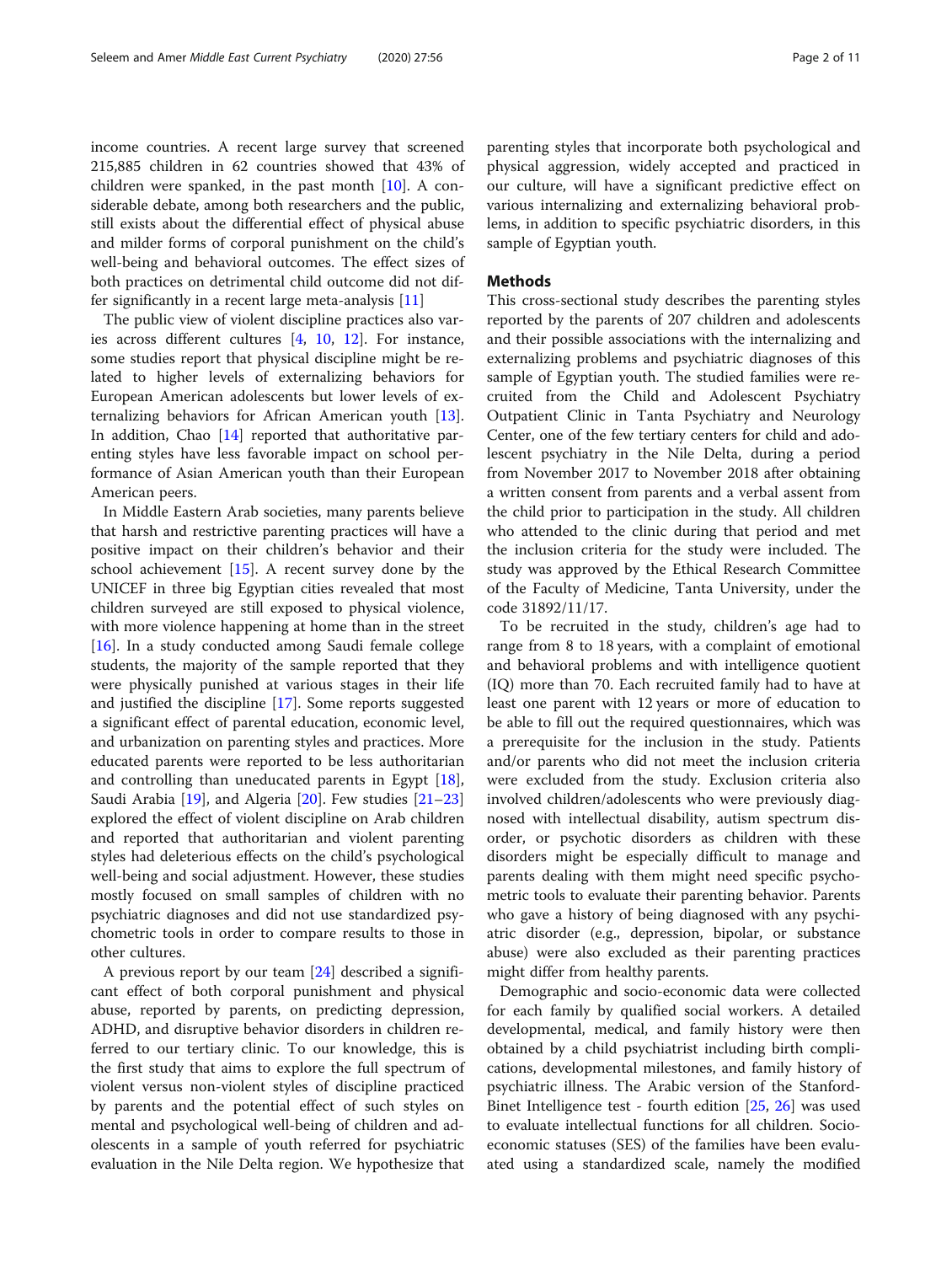income countries. A recent large survey that screened 215,885 children in 62 countries showed that 43% of children were spanked, in the past month [10]. A considerable debate, among both researchers and the public, still exists about the differential effect of physical abuse and milder forms of corporal punishment on the child's well-being and behavioral outcomes. The effect sizes of both practices on detrimental child outcome did not differ significantly in a recent large meta-analysis [11]

The public view of violent discipline practices also varies across different cultures [4, 10, 12]. For instance, some studies report that physical discipline might be related to higher levels of externalizing behaviors for European American adolescents but lower levels of externalizing behaviors for African American youth [13]. In addition, Chao [14] reported that authoritative parenting styles have less favorable impact on school performance of Asian American youth than their European American peers.

In Middle Eastern Arab societies, many parents believe that harsh and restrictive parenting practices will have a positive impact on their children's behavior and their school achievement [15]. A recent survey done by the UNICEF in three big Egyptian cities revealed that most children surveyed are still exposed to physical violence, with more violence happening at home than in the street [16]. In a study conducted among Saudi female college students, the majority of the sample reported that they were physically punished at various stages in their life and justified the discipline [17]. Some reports suggested a significant effect of parental education, economic level, and urbanization on parenting styles and practices. More educated parents were reported to be less authoritarian and controlling than uneducated parents in Egypt [18], Saudi Arabia [19], and Algeria [20]. Few studies [21–23] explored the effect of violent discipline on Arab children and reported that authoritarian and violent parenting styles had deleterious effects on the child's psychological well-being and social adjustment. However, these studies mostly focused on small samples of children with no psychiatric diagnoses and did not use standardized psychometric tools in order to compare results to those in other cultures.

A previous report by our team [24] described a significant effect of both corporal punishment and physical abuse, reported by parents, on predicting depression, ADHD, and disruptive behavior disorders in children referred to our tertiary clinic. To our knowledge, this is the first study that aims to explore the full spectrum of violent versus non-violent styles of discipline practiced by parents and the potential effect of such styles on mental and psychological well-being of children and adolescents in a sample of youth referred for psychiatric evaluation in the Nile Delta region. We hypothesize that parenting styles that incorporate both psychological and physical aggression, widely accepted and practiced in our culture, will have a significant predictive effect on various internalizing and externalizing behavioral problems, in addition to specific psychiatric disorders, in this sample of Egyptian youth.

## Methods

This cross-sectional study describes the parenting styles reported by the parents of 207 children and adolescents and their possible associations with the internalizing and externalizing problems and psychiatric diagnoses of this sample of Egyptian youth. The studied families were recruited from the Child and Adolescent Psychiatry Outpatient Clinic in Tanta Psychiatry and Neurology Center, one of the few tertiary centers for child and adolescent psychiatry in the Nile Delta, during a period from November 2017 to November 2018 after obtaining a written consent from parents and a verbal assent from the child prior to participation in the study. All children who attended to the clinic during that period and met the inclusion criteria for the study were included. The study was approved by the Ethical Research Committee of the Faculty of Medicine, Tanta University, under the code 31892/11/17.

To be recruited in the study, children's age had to range from 8 to 18 years, with a complaint of emotional and behavioral problems and with intelligence quotient (IQ) more than 70. Each recruited family had to have at least one parent with 12 years or more of education to be able to fill out the required questionnaires, which was a prerequisite for the inclusion in the study. Patients and/or parents who did not meet the inclusion criteria were excluded from the study. Exclusion criteria also involved children/adolescents who were previously diagnosed with intellectual disability, autism spectrum disorder, or psychotic disorders as children with these disorders might be especially difficult to manage and parents dealing with them might need specific psychometric tools to evaluate their parenting behavior. Parents who gave a history of being diagnosed with any psychiatric disorder (e.g., depression, bipolar, or substance abuse) were also excluded as their parenting practices might differ from healthy parents.

Demographic and socio-economic data were collected for each family by qualified social workers. A detailed developmental, medical, and family history were then obtained by a child psychiatrist including birth complications, developmental milestones, and family history of psychiatric illness. The Arabic version of the Stanford-Binet Intelligence test - fourth edition [25, 26] was used to evaluate intellectual functions for all children. Socio-economic statuses (SES) of the families have been evaluated using a standardized scale, namely the modified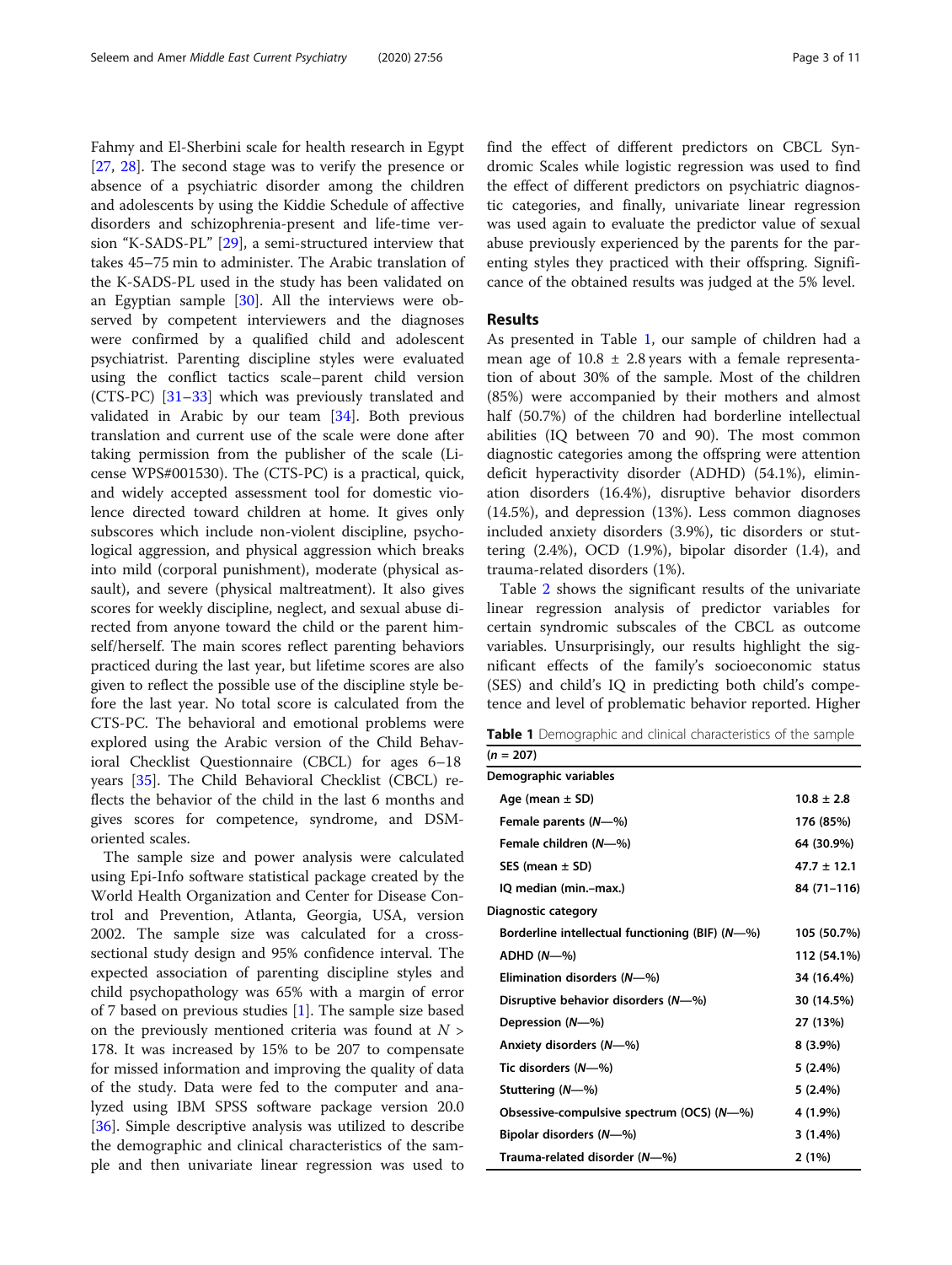Fahmy and El-Sherbini scale for health research in Egypt [27, 28]. The second stage was to verify the presence or absence of a psychiatric disorder among the children and adolescents by using the Kiddie Schedule of affective disorders and schizophrenia-present and life-time version "K-SADS-PL" [29], a semi-structured interview that takes 45–75 min to administer. The Arabic translation of the K-SADS-PL used in the study has been validated on an Egyptian sample [30]. All the interviews were observed by competent interviewers and the diagnoses were confirmed by a qualified child and adolescent psychiatrist. Parenting discipline styles were evaluated using the conflict tactics scale–parent child version (CTS-PC) [31–33] which was previously translated and validated in Arabic by our team [34]. Both previous translation and current use of the scale were done after taking permission from the publisher of the scale (License WPS#001530). The (CTS-PC) is a practical, quick, and widely accepted assessment tool for domestic violence directed toward children at home. It gives only subscores which include non-violent discipline, psychological aggression, and physical aggression which breaks into mild (corporal punishment), moderate (physical assault), and severe (physical maltreatment). It also gives scores for weekly discipline, neglect, and sexual abuse directed from anyone toward the child or the parent himself/herself. The main scores reflect parenting behaviors practiced during the last year, but lifetime scores are also given to reflect the possible use of the discipline style before the last year. No total score is calculated from the CTS-PC. The behavioral and emotional problems were explored using the Arabic version of the Child Behavioral Checklist Questionnaire (CBCL) for ages 6–18 years [35]. The Child Behavioral Checklist (CBCL) reflects the behavior of the child in the last 6 months and gives scores for competence, syndrome, and DSM-oriented scales.

The sample size and power analysis were calculated using Epi-Info software statistical package created by the World Health Organization and Center for Disease Control and Prevention, Atlanta, Georgia, USA, version 2002. The sample size was calculated for a cross-sectional study design and 95% confidence interval. The expected association of parenting discipline styles and child psychopathology was 65% with a margin of error of 7 based on previous studies [1]. The sample size based on the previously mentioned criteria was found at $N > 178$. It was increased by 15% to be 207 to compensate for missed information and improving the quality of data of the study. Data were fed to the computer and analyzed using IBM SPSS software package version 20.0 [36]. Simple descriptive analysis was utilized to describe the demographic and clinical characteristics of the sample and then univariate linear regression was used to find the effect of different predictors on CBCL Syndromic Scales while logistic regression was used to find the effect of different predictors on psychiatric diagnostic categories, and finally, univariate linear regression was used again to evaluate the predictor value of sexual abuse previously experienced by the parents for the parenting styles they practiced with their offspring. Significance of the obtained results was judged at the 5% level.

## Results

As presented in Table 1, our sample of children had a mean age of $10.8 \pm 2.8$ years with a female representation of about 30% of the sample. Most of the children (85%) were accompanied by their mothers and almost half (50.7%) of the children had borderline intellectual abilities (IQ between 70 and 90). The most common diagnostic categories among the offspring were attention deficit hyperactivity disorder (ADHD) (54.1%), elimination disorders (16.4%), disruptive behavior disorders (14.5%), and depression (13%). Less common diagnoses included anxiety disorders (3.9%), tic disorders or stuttering (2.4%), OCD (1.9%), bipolar disorder (1.4), and trauma-related disorders (1%).

Table 2 shows the significant results of the univariate linear regression analysis of predictor variables for certain syndromic subscales of the CBCL as outcome variables. Unsurprisingly, our results highlight the significant effects of the family's socioeconomic status (SES) and child's IQ in predicting both child's competence and level of problematic behavior reported. Higher

**Table 1** Demographic and clinical characteristics of the sample

| (n = 207) | |
|---|---|
| **Demographic variables** | |
| Age (mean ± SD) | 10.8 ± 2.8 |
| Female parents (N—%) | 176 (85%) |
| Female children (N—%) | 64 (30.9%) |
| SES (mean ± SD) | 47.7 ± 12.1 |
| IQ median (min.–max.) | 84 (71–116) |
| **Diagnostic category** | |
| Borderline intellectual functioning (BIF) (N—%) | 105 (50.7%) |
| ADHD (N—%) | 112 (54.1%) |
| Elimination disorders (N—%) | 34 (16.4%) |
| Disruptive behavior disorders (N—%) | 30 (14.5%) |
| Depression (N—%) | 27 (13%) |
| Anxiety disorders (N—%) | 8 (3.9%) |
| Tic disorders (N—%) | 5 (2.4%) |
| Stuttering (N—%) | 5 (2.4%) |
| Obsessive-compulsive spectrum (OCS) (N—%) | 4 (1.9%) |
| Bipolar disorders (N—%) | 3 (1.4%) |
| Trauma-related disorder (N—%) | 2 (1%) |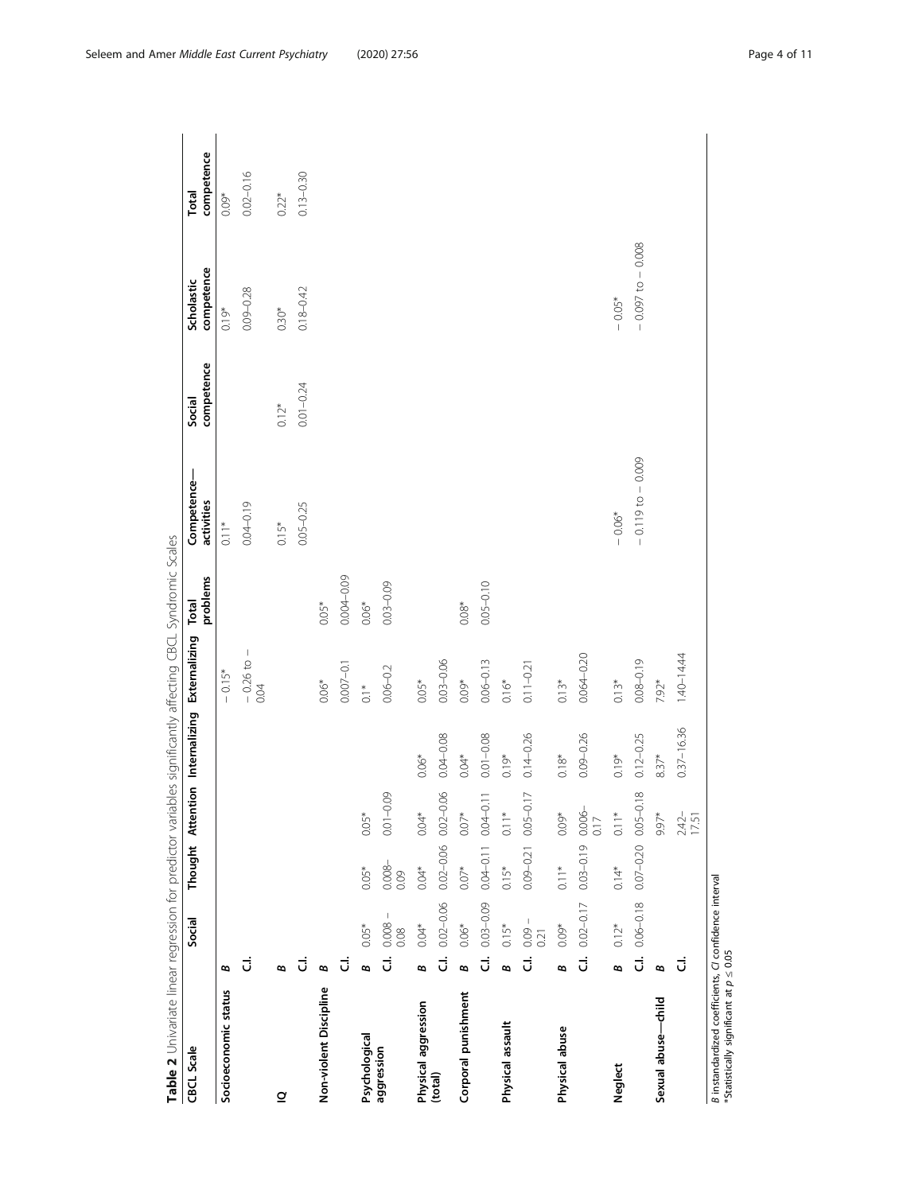**Table 2** Univariate linear regression for predictor variables significantly affecting CBCL Syndromic Scales

| CBCL Scale | | Social | Thought | Attention | Internalizing | Externalizing | Total problems | Competence—activities | Social competence | Scholastic competence | Total competence |
|---|---|---|---|---|---|---|---|---|---|---|---|
| Socioeconomic status | *B* | | | | | − 0.15* | | 0.11* | | 0.19* | 0.09* |
| | C.I. | | | | | − 0.26 to − 0.04 | | 0.04–0.19 | | 0.09–0.28 | 0.02–0.16 |
| IQ | *B* | | | | | | | 0.15* | 0.12* | 0.30* | 0.22* |
| | C.I. | | | | | | | 0.05–0.25 | 0.01–0.24 | 0.18–0.42 | 0.13–0.30 |
| Non-violent Discipline | *B* | | | | | 0.06* | 0.05* | | | | |
| | C.I. | | | | | 0.007–0.1 | 0.004–0.09 | | | | |
| Psychological aggression | *B* | 0.05* | 0.05* | 0.05* | | 0.1* | 0.06* | | | | |
| | C.I. | 0.008 – 0.08 | 0.008–0.09 | 0.01–0.09 | | 0.06–0.2 | 0.03–0.09 | | | | |
| Physical aggression (total) | *B* | 0.04* | 0.04* | 0.04* | 0.06* | 0.05* | | | | | |
| | C.I. | 0.02–0.06 | 0.02–0.06 | 0.02–0.06 | 0.04–0.08 | 0.03–0.06 | | | | | |
| Corporal punishment | *B* | 0.06* | 0.07* | 0.07* | 0.04* | 0.09* | 0.08* | | | | |
| | C.I. | 0.03–0.09 | 0.04–0.11 | 0.04–0.11 | 0.01–0.08 | 0.06–0.13 | 0.05–0.10 | | | | |
| Physical assault | *B* | 0.15* | 0.15* | 0.11* | 0.19* | 0.16* | | | | | |
| | C.I. | 0.09 – 0.21 | 0.09–0.21 | 0.05–0.17 | 0.14–0.26 | 0.11–0.21 | | | | | |
| Physical abuse | *B* | 0.09* | 0.11* | 0.09* | 0.18* | 0.13* | | | | | |
| | C.I. | 0.02–0.17 | 0.03–0.19 | 0.006–0.17 | 0.09–0.26 | 0.064–0.20 | | | | | |
| Neglect | *B* | 0.12* | 0.14* | 0.11* | 0.19* | 0.13* | | − 0.06* | | − 0.05* | |
| | C.I. | 0.06–0.18 | 0.07–0.20 | 0.05–0.18 | 0.12–0.25 | 0.08–0.19 | | − 0.119 to − 0.009 | | − 0.097 to − 0.008 | |
| Sexual abuse—child | *B* | | | 9.97* | 8.37* | 7.92* | | | | | |
| | C.I. | | | 2.42–17.51 | 0.37–16.36 | 1.40–14.44 | | | | | |

*B* instandardized coefficients, *CI* confidence interval
*Statistically significant at $p \leq 0.05$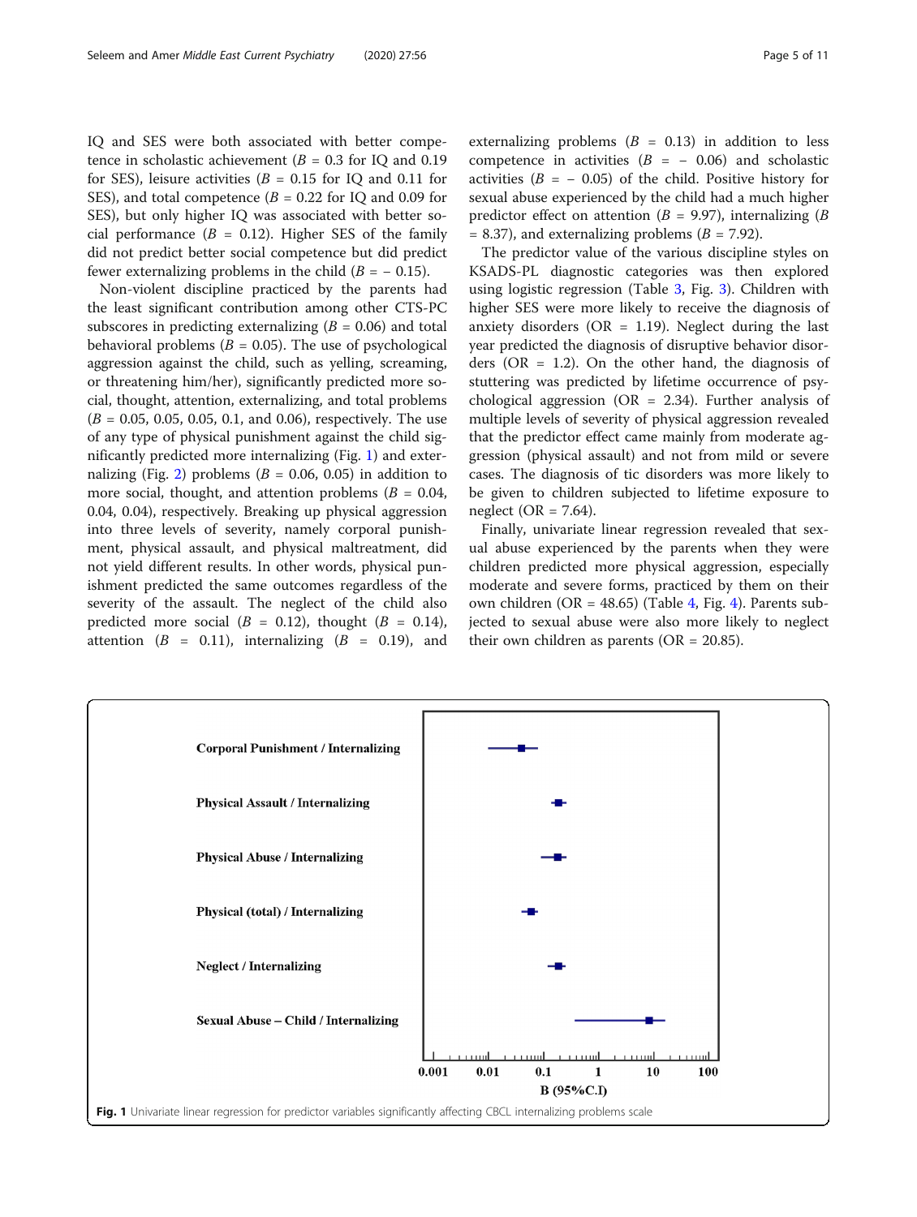IQ and SES were both associated with better competence in scholastic achievement ($B$ = 0.3 for IQ and 0.19 for SES), leisure activities ($B$ = 0.15 for IQ and 0.11 for SES), and total competence ($B$ = 0.22 for IQ and 0.09 for SES), but only higher IQ was associated with better social performance ($B$ = 0.12). Higher SES of the family did not predict better social competence but did predict fewer externalizing problems in the child ($B$ = − 0.15).

Non-violent discipline practiced by the parents had the least significant contribution among other CTS-PC subscores in predicting externalizing ($B$ = 0.06) and total behavioral problems ($B$ = 0.05). The use of psychological aggression against the child, such as yelling, screaming, or threatening him/her), significantly predicted more social, thought, attention, externalizing, and total problems ($B$ = 0.05, 0.05, 0.05, 0.1, and 0.06), respectively. The use of any type of physical punishment against the child significantly predicted more internalizing (Fig. 1) and externalizing (Fig. 2) problems ($B$ = 0.06, 0.05) in addition to more social, thought, and attention problems ($B$ = 0.04, 0.04, 0.04), respectively. Breaking up physical aggression into three levels of severity, namely corporal punishment, physical assault, and physical maltreatment, did not yield different results. In other words, physical punishment predicted the same outcomes regardless of the severity of the assault. The neglect of the child also predicted more social ($B$ = 0.12), thought ($B$ = 0.14), attention ($B$ = 0.11), internalizing ($B$ = 0.19), and externalizing problems ($B$ = 0.13) in addition to less competence in activities ($B$ = − 0.06) and scholastic activities ($B$ = − 0.05) of the child. Positive history for sexual abuse experienced by the child had a much higher predictor effect on attention ($B$ = 9.97), internalizing ($B$ = 8.37), and externalizing problems ($B$ = 7.92).

The predictor value of the various discipline styles on KSADS-PL diagnostic categories was then explored using logistic regression (Table 3, Fig. 3). Children with higher SES were more likely to receive the diagnosis of anxiety disorders (OR = 1.19). Neglect during the last year predicted the diagnosis of disruptive behavior disorders (OR = 1.2). On the other hand, the diagnosis of stuttering was predicted by lifetime occurrence of psychological aggression (OR = 2.34). Further analysis of multiple levels of severity of physical aggression revealed that the predictor effect came mainly from moderate aggression (physical assault) and not from mild or severe cases. The diagnosis of tic disorders was more likely to be given to children subjected to lifetime exposure to neglect (OR = 7.64).

Finally, univariate linear regression revealed that sexual abuse experienced by the parents when they were children predicted more physical aggression, especially moderate and severe forms, practiced by them on their own children (OR = 48.65) (Table 4, Fig. 4). Parents subjected to sexual abuse were also more likely to neglect their own children as parents (OR = 20.85).

**Fig. 1** Univariate linear regression for predictor variables significantly affecting CBCL internalizing problems scale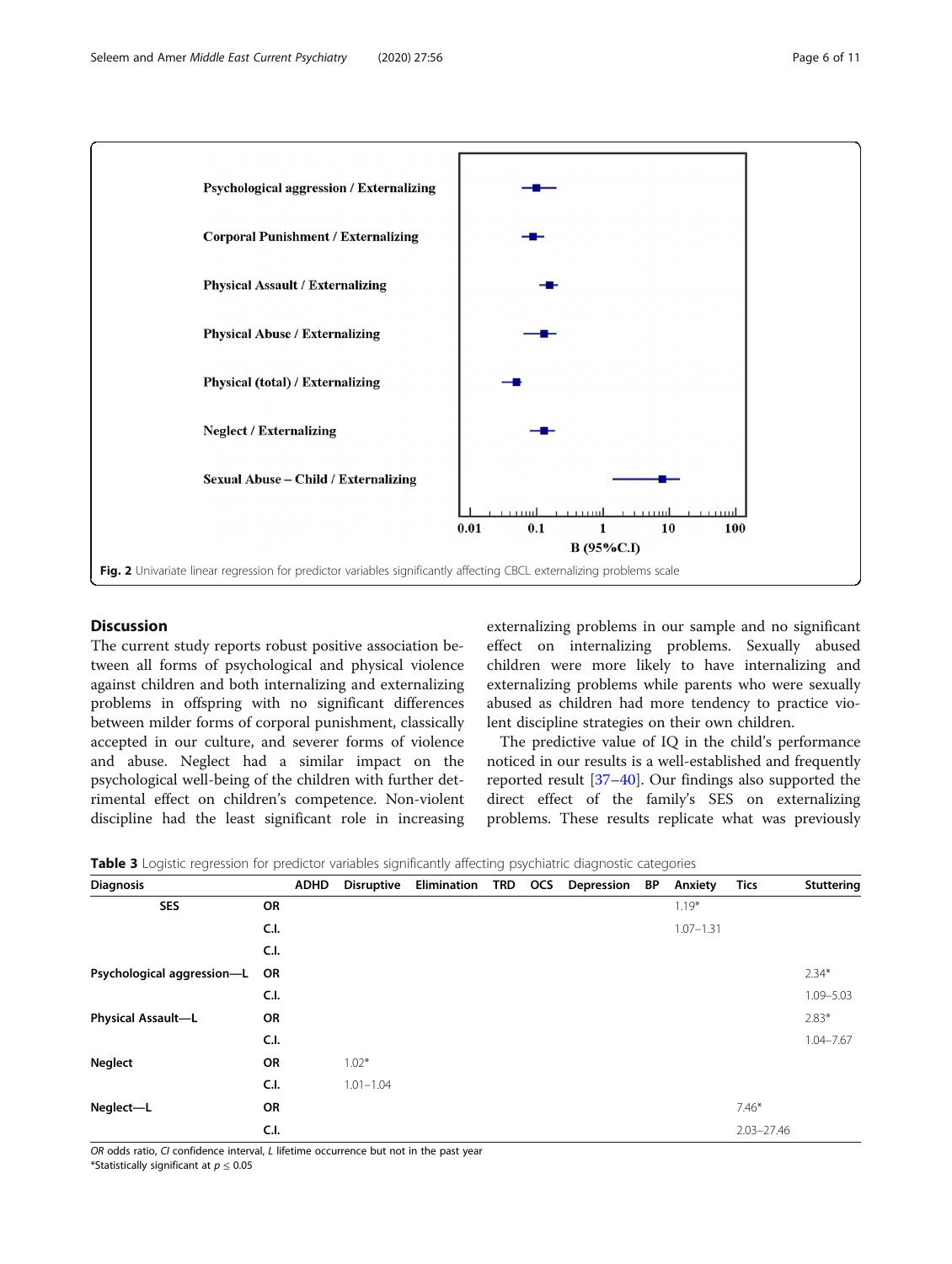Fig. 2 Univariate linear regression for predictor variables significantly affecting CBCL externalizing problems scale

## Discussion

The current study reports robust positive association between all forms of psychological and physical violence against children and both internalizing and externalizing problems in offspring with no significant differences between milder forms of corporal punishment, classically accepted in our culture, and severer forms of violence and abuse. Neglect had a similar impact on the psychological well-being of the children with further detrimental effect on children's competence. Non-violent discipline had the least significant role in increasing externalizing problems in our sample and no significant effect on internalizing problems. Sexually abused children were more likely to have internalizing and externalizing problems while parents who were sexually abused as children had more tendency to practice violent discipline strategies on their own children.

The predictive value of IQ in the child's performance noticed in our results is a well-established and frequently reported result [37–40]. Our findings also supported the direct effect of the family's SES on externalizing problems. These results replicate what was previously

**Table 3** Logistic regression for predictor variables significantly affecting psychiatric diagnostic categories

| Diagnosis | | ADHD | Disruptive | Elimination | TRD | OCS | Depression | BP | Anxiety | Tics | Stuttering |
|---|---|---|---|---|---|---|---|---|---|---|---|
| SES | OR | | | | | | | | 1.19* | | |
| | C.I. | | | | | | | | 1.07–1.31 | | |
| | C.I. | | | | | | | | | | |
| Psychological aggression—L | OR | | | | | | | | | | 2.34* |
| | C.I. | | | | | | | | | | 1.09–5.03 |
| Physical Assault—L | OR | | | | | | | | | | 2.83* |
| | C.I. | | | | | | | | | | 1.04–7.67 |
| Neglect | OR | | 1.02* | | | | | | | | |
| | C.I. | | 1.01–1.04 | | | | | | | | |
| Neglect—L | OR | | | | | | | | | 7.46* | |
| | C.I. | | | | | | | | | 2.03–27.46 | |

*OR* odds ratio, *CI* confidence interval, *L* lifetime occurrence but not in the past year

*Statistically significant at $p \leq 0.05$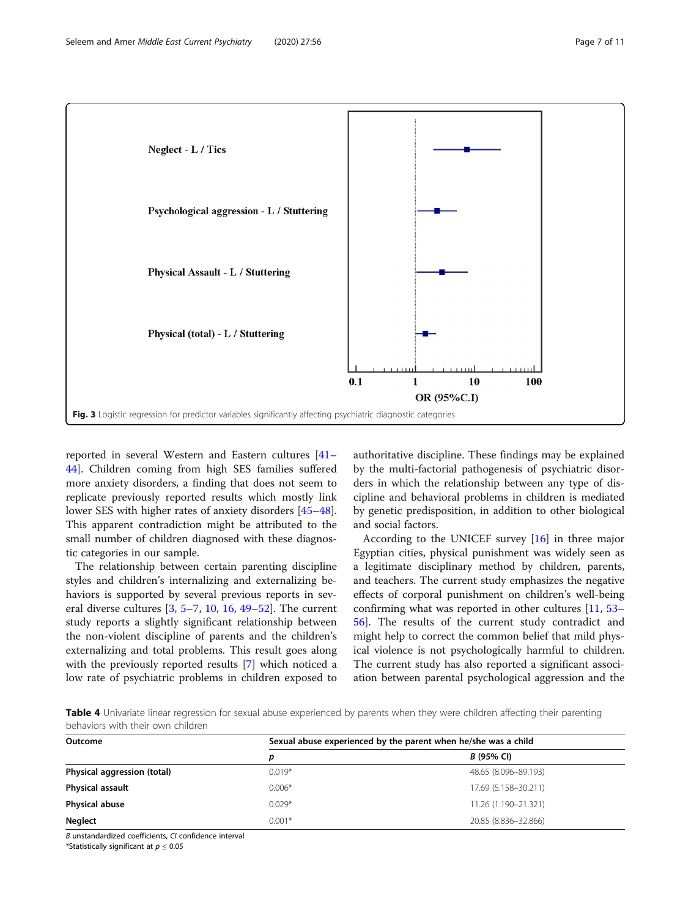Fig. 3 Logistic regression for predictor variables significantly affecting psychiatric diagnostic categories

reported in several Western and Eastern cultures [41–44]. Children coming from high SES families suffered more anxiety disorders, a finding that does not seem to replicate previously reported results which mostly link lower SES with higher rates of anxiety disorders [45–48]. This apparent contradiction might be attributed to the small number of children diagnosed with these diagnostic categories in our sample.

The relationship between certain parenting discipline styles and children's internalizing and externalizing behaviors is supported by several previous reports in several diverse cultures [3, 5–7, 10, 16, 49–52]. The current study reports a slightly significant relationship between the non-violent discipline of parents and the children's externalizing and total problems. This result goes along with the previously reported results [7] which noticed a low rate of psychiatric problems in children exposed to authoritative discipline. These findings may be explained by the multi-factorial pathogenesis of psychiatric disorders in which the relationship between any type of discipline and behavioral problems in children is mediated by genetic predisposition, in addition to other biological and social factors.

According to the UNICEF survey [16] in three major Egyptian cities, physical punishment was widely seen as a legitimate disciplinary method by children, parents, and teachers. The current study emphasizes the negative effects of corporal punishment on children's well-being confirming what was reported in other cultures [11, 53–56]. The results of the current study contradict and might help to correct the common belief that mild physical violence is not psychologically harmful to children. The current study has also reported a significant association between parental psychological aggression and the

**Table 4** Univariate linear regression for sexual abuse experienced by parents when they were children affecting their parenting behaviors with their own children

| Outcome | Sexual abuse experienced by the parent when he/she was a child | |
|---|---|---|
| | *p* | *B* (95% CI) |
| **Physical aggression (total)** | 0.019* | 48.65 (8.096–89.193) |
| **Physical assault** | 0.006* | 17.69 (5.158–30.211) |
| **Physical abuse** | 0.029* | 11.26 (1.190–21.321) |
| **Neglect** | 0.001* | 20.85 (8.836–32.866) |

*B* unstandardized coefficients, *CI* confidence interval
*Statistically significant at $p \leq 0.05$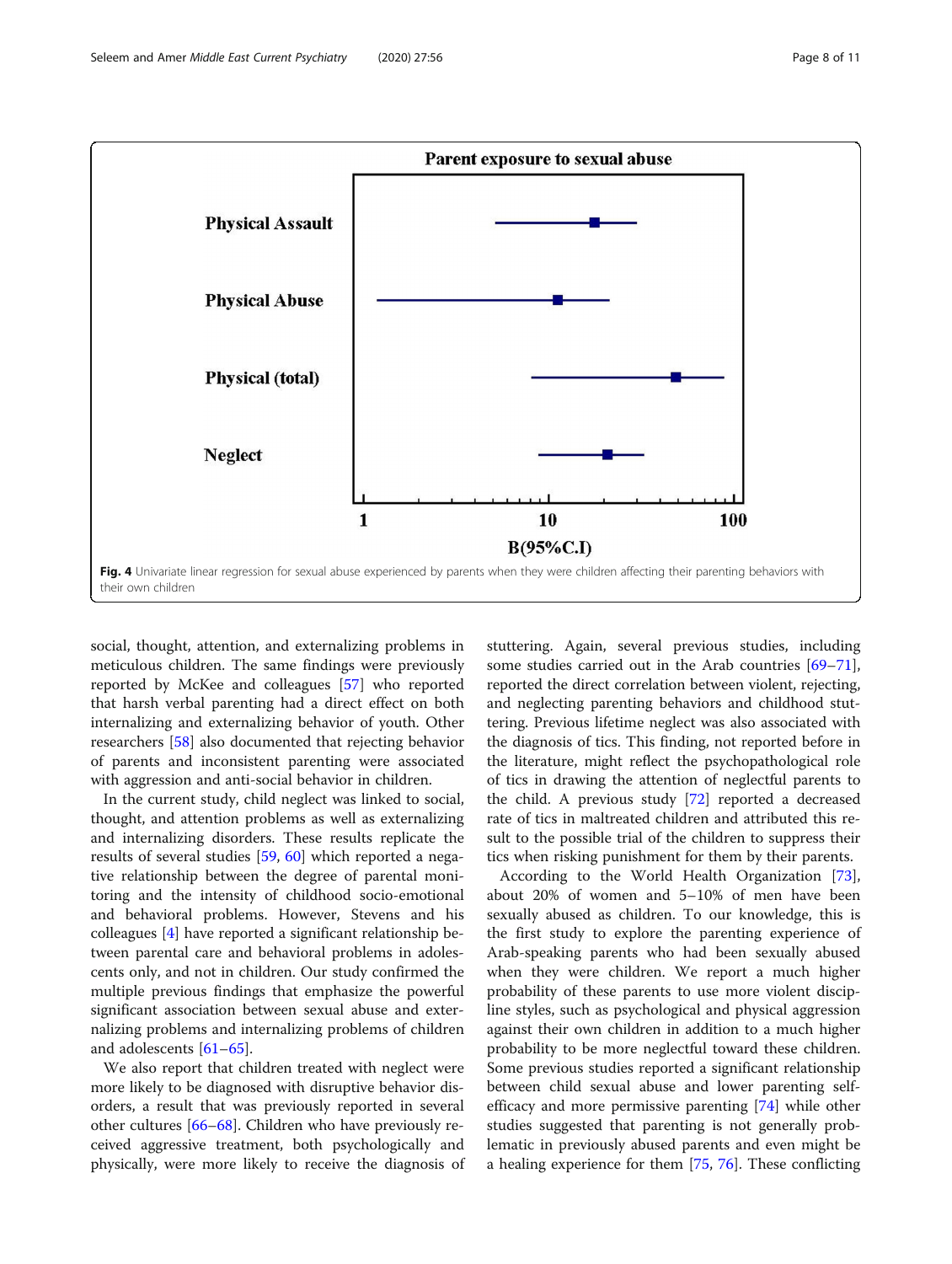**Fig. 4** Univariate linear regression for sexual abuse experienced by parents when they were children affecting their parenting behaviors with their own children

social, thought, attention, and externalizing problems in meticulous children. The same findings were previously reported by McKee and colleagues [57] who reported that harsh verbal parenting had a direct effect on both internalizing and externalizing behavior of youth. Other researchers [58] also documented that rejecting behavior of parents and inconsistent parenting were associated with aggression and anti-social behavior in children.

In the current study, child neglect was linked to social, thought, and attention problems as well as externalizing and internalizing disorders. These results replicate the results of several studies [59, 60] which reported a negative relationship between the degree of parental monitoring and the intensity of childhood socio-emotional and behavioral problems. However, Stevens and his colleagues [4] have reported a significant relationship between parental care and behavioral problems in adolescents only, and not in children. Our study confirmed the multiple previous findings that emphasize the powerful significant association between sexual abuse and externalizing problems and internalizing problems of children and adolescents [61–65].

We also report that children treated with neglect were more likely to be diagnosed with disruptive behavior disorders, a result that was previously reported in several other cultures [66–68]. Children who have previously received aggressive treatment, both psychologically and physically, were more likely to receive the diagnosis of stuttering. Again, several previous studies, including some studies carried out in the Arab countries [69–71], reported the direct correlation between violent, rejecting, and neglecting parenting behaviors and childhood stuttering. Previous lifetime neglect was also associated with the diagnosis of tics. This finding, not reported before in the literature, might reflect the psychopathological role of tics in drawing the attention of neglectful parents to the child. A previous study [72] reported a decreased rate of tics in maltreated children and attributed this result to the possible trial of the children to suppress their tics when risking punishment for them by their parents.

According to the World Health Organization [73], about 20% of women and 5–10% of men have been sexually abused as children. To our knowledge, this is the first study to explore the parenting experience of Arab-speaking parents who had been sexually abused when they were children. We report a much higher probability of these parents to use more violent discipline styles, such as psychological and physical aggression against their own children in addition to a much higher probability to be more neglectful toward these children. Some previous studies reported a significant relationship between child sexual abuse and lower parenting self-efficacy and more permissive parenting [74] while other studies suggested that parenting is not generally problematic in previously abused parents and even might be a healing experience for them [75, 76]. These conflicting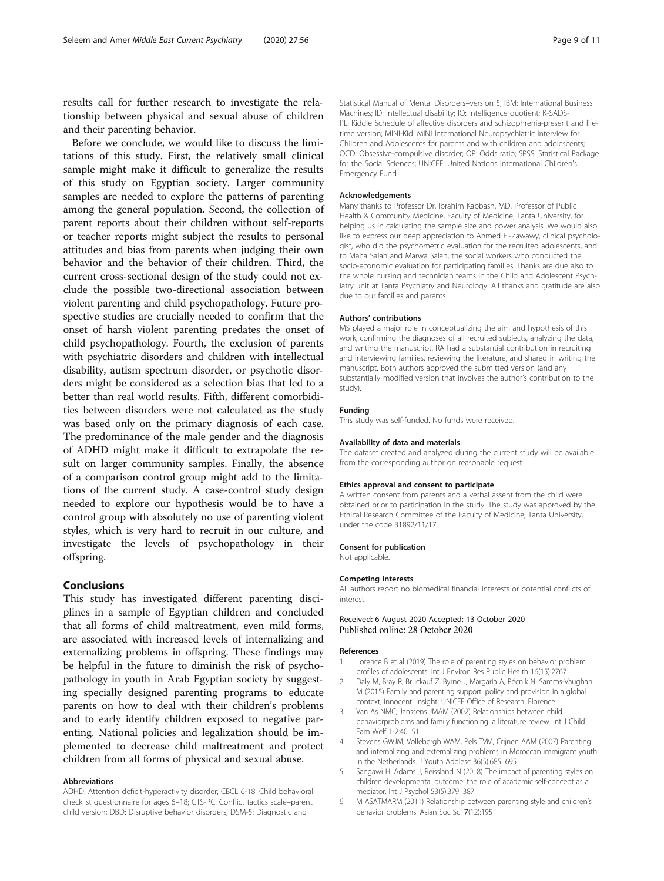results call for further research to investigate the relationship between physical and sexual abuse of children and their parenting behavior.

Before we conclude, we would like to discuss the limitations of this study. First, the relatively small clinical sample might make it difficult to generalize the results of this study on Egyptian society. Larger community samples are needed to explore the patterns of parenting among the general population. Second, the collection of parent reports about their children without self-reports or teacher reports might subject the results to personal attitudes and bias from parents when judging their own behavior and the behavior of their children. Third, the current cross-sectional design of the study could not exclude the possible two-directional association between violent parenting and child psychopathology. Future prospective studies are crucially needed to confirm that the onset of harsh violent parenting predates the onset of child psychopathology. Fourth, the exclusion of parents with psychiatric disorders and children with intellectual disability, autism spectrum disorder, or psychotic disorders might be considered as a selection bias that led to a better than real world results. Fifth, different comorbidities between disorders were not calculated as the study was based only on the primary diagnosis of each case. The predominance of the male gender and the diagnosis of ADHD might make it difficult to extrapolate the result on larger community samples. Finally, the absence of a comparison control group might add to the limitations of the current study. A case-control study design needed to explore our hypothesis would be to have a control group with absolutely no use of parenting violent styles, which is very hard to recruit in our culture, and investigate the levels of psychopathology in their offspring.

## Conclusions

This study has investigated different parenting disciplines in a sample of Egyptian children and concluded that all forms of child maltreatment, even mild forms, are associated with increased levels of internalizing and externalizing problems in offspring. These findings may be helpful in the future to diminish the risk of psychopathology in youth in Arab Egyptian society by suggesting specially designed parenting programs to educate parents on how to deal with their children's problems and to early identify children exposed to negative parenting. National policies and legalization should be implemented to decrease child maltreatment and protect children from all forms of physical and sexual abuse.

#### Abbreviations

ADHD: Attention deficit-hyperactivity disorder; CBCL 6-18: Child behavioral checklist questionnaire for ages 6–18; CTS-PC: Conflict tactics scale–parent child version; DBD: Disruptive behavior disorders; DSM-5: Diagnostic and Statistical Manual of Mental Disorders–version 5; IBM: International Business Machines; ID: Intellectual disability; IQ: Intelligence quotient; K-SADS-PL: Kiddie Schedule of affective disorders and schizophrenia-present and lifetime version; MINI-Kid: MINI International Neuropsychiatric Interview for Children and Adolescents for parents and with children and adolescents; OCD: Obsessive-compulsive disorder; OR: Odds ratio; SPSS: Statistical Package for the Social Sciences; UNICEF: United Nations International Children's Emergency Fund

#### Acknowledgements

Many thanks to Professor Dr, Ibrahim Kabbash, MD, Professor of Public Health & Community Medicine, Faculty of Medicine, Tanta University, for helping us in calculating the sample size and power analysis. We would also like to express our deep appreciation to Ahmed El-Zawawy, clinical psychologist, who did the psychometric evaluation for the recruited adolescents, and to Maha Salah and Marwa Salah, the social workers who conducted the socio-economic evaluation for participating families. Thanks are due also to the whole nursing and technician teams in the Child and Adolescent Psychiatry unit at Tanta Psychiatry and Neurology. All thanks and gratitude are also due to our families and parents.

#### Authors' contributions

MS played a major role in conceptualizing the aim and hypothesis of this work, confirming the diagnoses of all recruited subjects, analyzing the data, and writing the manuscript. RA had a substantial contribution in recruiting and interviewing families, reviewing the literature, and shared in writing the manuscript. Both authors approved the submitted version (and any substantially modified version that involves the author's contribution to the study).

#### Funding

This study was self-funded. No funds were received.

#### Availability of data and materials

The dataset created and analyzed during the current study will be available from the corresponding author on reasonable request.

#### Ethics approval and consent to participate

A written consent from parents and a verbal assent from the child were obtained prior to participation in the study. The study was approved by the Ethical Research Committee of the Faculty of Medicine, Tanta University, under the code 31892/11/17.

#### Consent for publication

Not applicable.

#### Competing interests

All authors report no biomedical financial interests or potential conflicts of interest.

Received: 6 August 2020 Accepted: 13 October 2020
Published online: 28 October 2020

#### References

1. Lorence B et al (2019) The role of parenting styles on behavior problem profiles of adolescents. Int J Environ Res Public Health 16(15):2767
2. Daly M, Bray R, Bruckauf Z, Byrne J, Margaria A, Pécnik N, Samms-Vaughan M (2015) Family and parenting support: policy and provision in a global context; innocenti insight. UNICEF Office of Research, Florence
3. Van As NMC, Janssens JMAM (2002) Relationships between child behaviorproblems and family functioning: a literature review. Int J Child Fam Welf 1-2:40–51
4. Stevens GWJM, Vollebergh WAM, Pels TVM, Crijnen AAM (2007) Parenting and internalizing and externalizing problems in Moroccan immigrant youth in the Netherlands. J Youth Adolesc 36(5):685–695
5. Sangawi H, Adams J, Reissland N (2018) The impact of parenting styles on children developmental outcome: the role of academic self-concept as a mediator. Int J Psychol 53(5):379–387
6. M ASATMARM (2011) Relationship between parenting style and children's behavior problems. Asian Soc Sci 7(12):195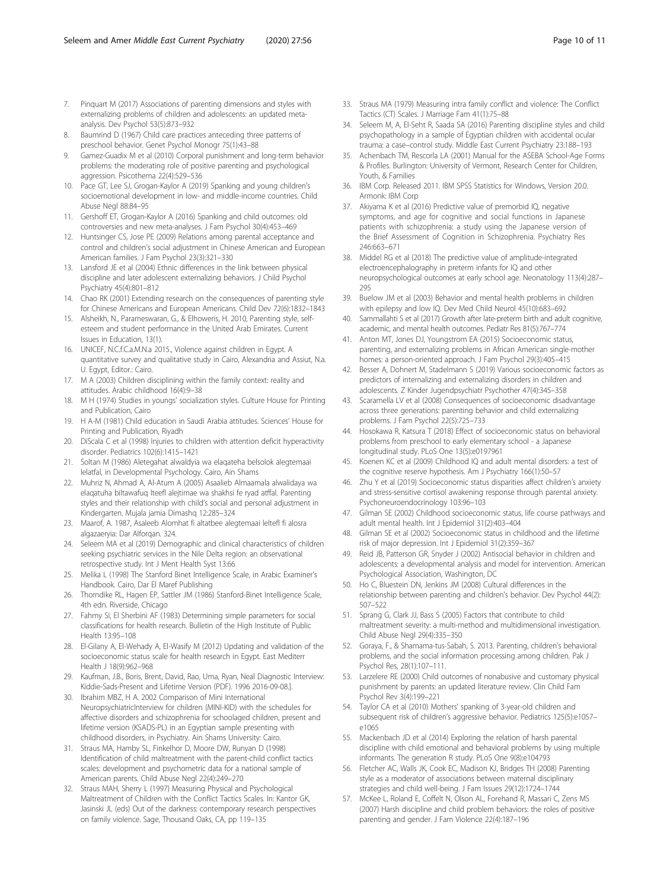7. Pinquart M (2017) Associations of parenting dimensions and styles with externalizing problems of children and adolescents: an updated meta-analysis. Dev Psychol 53(5):873–932
8. Baumrind D (1967) Child care practices anteceding three patterns of preschool behavior. Genet Psychol Monogr 75(1):43–88
9. Gamez-Guadix M et al (2010) Corporal punishment and long-term behavior problems: the moderating role of positive parenting and psychological aggression. Psicothema 22(4):529–536
10. Pace GT, Lee SJ, Grogan-Kaylor A (2019) Spanking and young children's socioemotional development in low- and middle-income countries. Child Abuse Negl 88:84–95
11. Gershoff ET, Grogan-Kaylor A (2016) Spanking and child outcomes: old controversies and new meta-analyses. J Fam Psychol 30(4):453–469
12. Huntsinger CS, Jose PE (2009) Relations among parental acceptance and control and children's social adjustment in Chinese American and European American families. J Fam Psychol 23(3):321–330
13. Lansford JE et al (2004) Ethnic differences in the link between physical discipline and later adolescent externalizing behaviors. J Child Psychol Psychiatry 45(4):801–812
14. Chao RK (2001) Extending research on the consequences of parenting style for Chinese Americans and European Americans. Child Dev 72(6):1832–1843
15. Alsheikh, N., Parameswaran, G., & Elhoweris, H. 2010, Parenting style, self-esteem and student performance in the United Arab Emirates. Current Issues in Education, 13(1).
16. UNICEF, N.C.f.C.a.M.N.a 2015., Violence against children in Egypt. A quantitative survey and qualitative study in Cairo, Alexandria and Assiut, N.a. U. Egypt, Editor.: Cairo.
17. M A (2003) Children disciplining within the family context: reality and attitudes. Arabic childhood 16(4):9–38
18. M H (1974) Studies in youngs' socialization styles. Culture House for Printing and Publication, Cairo
19. H A-M (1981) Child education in Saudi Arabia attitudes. Sciences' House for Printing and Publication, Riyadh
20. DiScala C et al (1998) Injuries to children with attention deficit hyperactivity disorder. Pediatrics 102(6):1415–1421
21. Soltan M (1986) Aletegahat alwaldyia wa elaqateha belsolok alegtemaai lelatfal, in Developmental Psychology. Cairo, Ain Shams
22. Muhriz N, Ahmad A, Al-Atum A (2005) Asaalieb Almaamala alwalidaya wa elaqatuha biltawafuq Iteefl alejtimae wa shakhsi fe ryad atffal. Parenting styles and their relationship with child's social and personal adjustment in Kindergarten. Mujala jamia Dimashq 12:285–324
23. Maarof, A. 1987, Asaleeb Alomhat fi altatbee alegtemaai leltefl fi alosra algazaeryia: Dar Alforqan. 324.
24. Seleem MA et al (2019) Demographic and clinical characteristics of children seeking psychiatric services in the Nile Delta region: an observational retrospective study. Int J Ment Health Syst 13:66
25. Melika L (1998) The Stanford Binet Intelligence Scale, in Arabic Examiner's Handbook. Cairo, Dar El Maref Publishing
26. Thorndike RL, Hagen EP, Sattler JM (1986) Stanford-Binet Intelligence Scale, 4th edn. Riverside, Chicago
27. Fahmy SI, El Sherbini AF (1983) Determining simple parameters for social classifications for health research. Bulletin of the High Institute of Public Health 13:95–108
28. El-Gilany A, El-Wehady A, El-Wasify M (2012) Updating and validation of the socioeconomic status scale for health research in Egypt. East Mediterr Health J 18(9):962–968
29. Kaufman, J.B., Boris, Brent, David, Rao, Uma, Ryan, Neal Diagnostic Interview: Kiddie-Sads-Present and Lifetime Version (PDF). 1996 2016-09-08.].
30. Ibrahim MBZ, H A. 2002 Comparison of Mini International NeuropsychiatricInterview for children (MINI-KID) with the schedules for affective disorders and schizophrenia for schoolaged children, present and lifetime version (KSADS-PL) in an Egyptian sample presenting with childhood disorders, in Psychiatry. Ain Shams University: Cairo.
31. Straus MA, Hamby SL, Finkelhor D, Moore DW, Runyan D (1998) Identification of child maltreatment with the parent-child conflict tactics scales: development and psychometric data for a national sample of American parents. Child Abuse Negl 22(4):249–270
32. Straus MAH, Sherry L (1997) Measuring Physical and Psychological Maltreatment of Children with the Conflict Tactics Scales. In: Kantor GK, Jasinski JL (eds) Out of the darkness: contemporary research perspectives on family violence. Sage, Thousand Oaks, CA, pp 119–135
33. Straus MA (1979) Measuring intra family conflict and violence: The Conflict Tactics (CT) Scales. J Marriage Fam 41(1):75–88
34. Seleem M, A, El-Seht R, Saada SA (2016) Parenting discipline styles and child psychopathology in a sample of Egyptian children with accidental ocular trauma: a case–control study. Middle East Current Psychiatry 23:188–193
35. Achenbach TM, Rescorla LA (2001) Manual for the ASEBA School-Age Forms & Profiles. Burlington: University of Vermont, Research Center for Children, Youth, & Families
36. IBM Corp. Released 2011. IBM SPSS Statistics for Windows, Version 20.0. Armonk: IBM Corp
37. Akiyama K et al (2016) Predictive value of premorbid IQ, negative symptoms, and age for cognitive and social functions in Japanese patients with schizophrenia: a study using the Japanese version of the Brief Assessment of Cognition in Schizophrenia. Psychiatry Res 246:663–671
38. Middel RG et al (2018) The predictive value of amplitude-integrated electroencephalography in preterm infants for IQ and other neuropsychological outcomes at early school age. Neonatology 113(4):287–295
39. Buelow JM et al (2003) Behavior and mental health problems in children with epilepsy and low IQ. Dev Med Child Neurol 45(10):683–692
40. Sammallahti S et al (2017) Growth after late-preterm birth and adult cognitive, academic, and mental health outcomes. Pediatr Res 81(5):767–774
41. Anton MT, Jones DJ, Youngstrom EA (2015) Socioeconomic status, parenting, and externalizing problems in African American single-mother homes: a person-oriented approach. J Fam Psychol 29(3):405–415
42. Besser A, Dohnert M, Stadelmann S (2019) Various socioeconomic factors as predictors of internalizing and externalizing disorders in children and adolescents. Z Kinder Jugendpsychiatr Psychother 47(4):345–358
43. Scaramella LV et al (2008) Consequences of socioeconomic disadvantage across three generations: parenting behavior and child externalizing problems. J Fam Psychol 22(5):725–733
44. Hosokawa R, Katsura T (2018) Effect of socioeconomic status on behavioral problems from preschool to early elementary school - a Japanese longitudinal study. PLoS One 13(5):e0197961
45. Koenen KC et al (2009) Childhood IQ and adult mental disorders: a test of the cognitive reserve hypothesis. Am J Psychiatry 166(1):50–57
46. Zhu Y et al (2019) Socioeconomic status disparities affect children's anxiety and stress-sensitive cortisol awakening response through parental anxiety. Psychoneuroendocrinology 103:96–103
47. Gilman SE (2002) Childhood socioeconomic status, life course pathways and adult mental health. Int J Epidemiol 31(2):403–404
48. Gilman SE et al (2002) Socioeconomic status in childhood and the lifetime risk of major depression. Int J Epidemiol 31(2):359–367
49. Reid JB, Patterson GR, Snyder J (2002) Antisocial behavior in children and adolescents: a developmental analysis and model for intervention. American Psychological Association, Washington, DC
50. Ho C, Bluestein DN, Jenkins JM (2008) Cultural differences in the relationship between parenting and children's behavior. Dev Psychol 44(2): 507–522
51. Sprang G, Clark JJ, Bass S (2005) Factors that contribute to child maltreatment severity: a multi-method and multidimensional investigation. Child Abuse Negl 29(4):335–350
52. Goraya, F., & Shamama-tus-Sabah, S. 2013. Parenting, children's behavioral problems, and the social information processing among children. Pak J Psychol Res, 28(1):107–111.
53. Larzelere RE (2000) Child outcomes of nonabusive and customary physical punishment by parents: an updated literature review. Clin Child Fam Psychol Rev 3(4):199–221
54. Taylor CA et al (2010) Mothers' spanking of 3-year-old children and subsequent risk of children's aggressive behavior. Pediatrics 125(5):e1057–e1065
55. Mackenbach JD et al (2014) Exploring the relation of harsh parental discipline with child emotional and behavioral problems by using multiple informants. The generation R study. PLoS One 9(8):e104793
56. Fletcher AC, Walls JK, Cook EC, Madison KJ, Bridges TH (2008) Parenting style as a moderator of associations between maternal disciplinary strategies and child well-being. J Fam Issues 29(12):1724–1744
57. McKee L, Roland E, Coffelt N, Olson AL, Forehand R, Massari C, Zens MS (2007) Harsh discipline and child problem behaviors: the roles of positive parenting and gender. J Fam Violence 22(4):187–196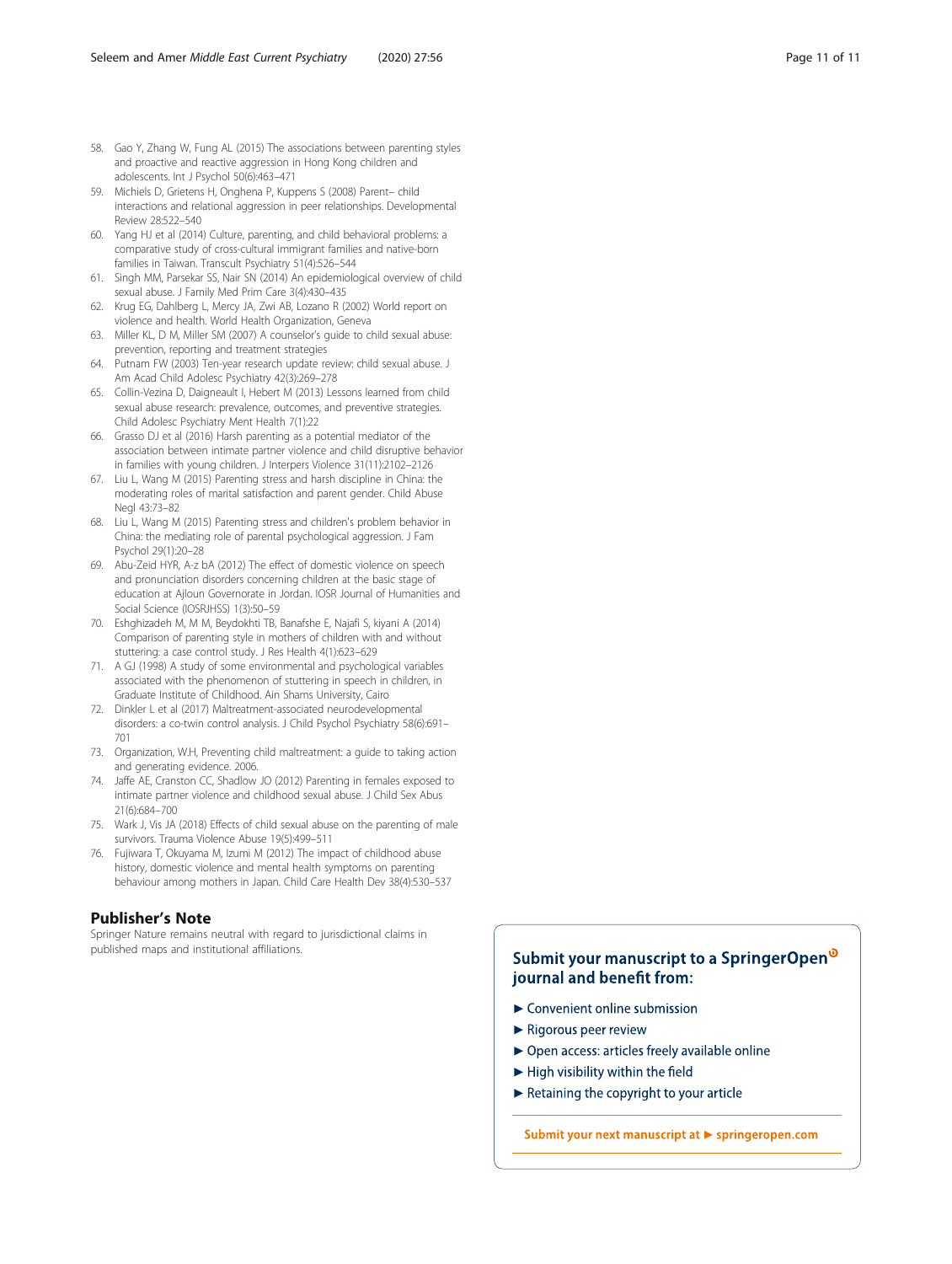58. Gao Y, Zhang W, Fung AL (2015) The associations between parenting styles and proactive and reactive aggression in Hong Kong children and adolescents. Int J Psychol 50(6):463–471
59. Michiels D, Grietens H, Onghena P, Kuppens S (2008) Parent– child interactions and relational aggression in peer relationships. Developmental Review 28:522–540
60. Yang HJ et al (2014) Culture, parenting, and child behavioral problems: a comparative study of cross-cultural immigrant families and native-born families in Taiwan. Transcult Psychiatry 51(4):526–544
61. Singh MM, Parsekar SS, Nair SN (2014) An epidemiological overview of child sexual abuse. J Family Med Prim Care 3(4):430–435
62. Krug EG, Dahlberg L, Mercy JA, Zwi AB, Lozano R (2002) World report on violence and health. World Health Organization, Geneva
63. Miller KL, D M, Miller SM (2007) A counselor's guide to child sexual abuse: prevention, reporting and treatment strategies
64. Putnam FW (2003) Ten-year research update review: child sexual abuse. J Am Acad Child Adolesc Psychiatry 42(3):269–278
65. Collin-Vezina D, Daigneault I, Hebert M (2013) Lessons learned from child sexual abuse research: prevalence, outcomes, and preventive strategies. Child Adolesc Psychiatry Ment Health 7(1):22
66. Grasso DJ et al (2016) Harsh parenting as a potential mediator of the association between intimate partner violence and child disruptive behavior in families with young children. J Interpers Violence 31(11):2102–2126
67. Liu L, Wang M (2015) Parenting stress and harsh discipline in China: the moderating roles of marital satisfaction and parent gender. Child Abuse Negl 43:73–82
68. Liu L, Wang M (2015) Parenting stress and children's problem behavior in China: the mediating role of parental psychological aggression. J Fam Psychol 29(1):20–28
69. Abu-Zeid HYR, A-z bA (2012) The effect of domestic violence on speech and pronunciation disorders concerning children at the basic stage of education at Ajloun Governorate in Jordan. IOSR Journal of Humanities and Social Science (IOSRJHSS) 1(3):50–59
70. Eshghizadeh M, M M, Beydokhti TB, Banafshe E, Najafi S, kiyani A (2014) Comparison of parenting style in mothers of children with and without stuttering: a case control study. J Res Health 4(1):623–629
71. A GJ (1998) A study of some environmental and psychological variables associated with the phenomenon of stuttering in speech in children, in Graduate Institute of Childhood. Ain Shams University, Cairo
72. Dinkler L et al (2017) Maltreatment-associated neurodevelopmental disorders: a co-twin control analysis. J Child Psychol Psychiatry 58(6):691–701
73. Organization, W.H, Preventing child maltreatment: a guide to taking action and generating evidence. 2006.
74. Jaffe AE, Cranston CC, Shadlow JO (2012) Parenting in females exposed to intimate partner violence and childhood sexual abuse. J Child Sex Abus 21(6):684–700
75. Wark J, Vis JA (2018) Effects of child sexual abuse on the parenting of male survivors. Trauma Violence Abuse 19(5):499–511
76. Fujiwara T, Okuyama M, Izumi M (2012) The impact of childhood abuse history, domestic violence and mental health symptoms on parenting behaviour among mothers in Japan. Child Care Health Dev 38(4):530–537

## Publisher's Note

Springer Nature remains neutral with regard to jurisdictional claims in published maps and institutional affiliations.

**Submit your manuscript to a SpringerOpen journal and benefit from:**

- ► Convenient online submission
- ► Rigorous peer review
- ► Open access: articles freely available online
- ► High visibility within the field
- ► Retaining the copyright to your article

**Submit your next manuscript at ► springeropen.com**